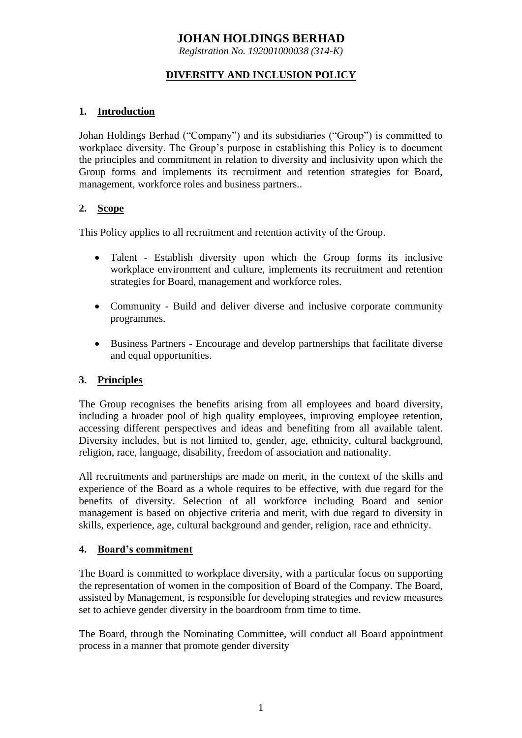# JOHAN HOLDINGS BERHAD

*Registration No. 192001000038 (314-K)*

## DIVERSITY AND INCLUSION POLICY

### 1. Introduction

Johan Holdings Berhad ("Company") and its subsidiaries ("Group") is committed to workplace diversity. The Group's purpose in establishing this Policy is to document the principles and commitment in relation to diversity and inclusivity upon which the Group forms and implements its recruitment and retention strategies for Board, management, workforce roles and business partners..

### 2. Scope

This Policy applies to all recruitment and retention activity of the Group.

- Talent - Establish diversity upon which the Group forms its inclusive workplace environment and culture, implements its recruitment and retention strategies for Board, management and workforce roles.
- Community - Build and deliver diverse and inclusive corporate community programmes.
- Business Partners - Encourage and develop partnerships that facilitate diverse and equal opportunities.

### 3. Principles

The Group recognises the benefits arising from all employees and board diversity, including a broader pool of high quality employees, improving employee retention, accessing different perspectives and ideas and benefiting from all available talent. Diversity includes, but is not limited to, gender, age, ethnicity, cultural background, religion, race, language, disability, freedom of association and nationality.

All recruitments and partnerships are made on merit, in the context of the skills and experience of the Board as a whole requires to be effective, with due regard for the benefits of diversity. Selection of all workforce including Board and senior management is based on objective criteria and merit, with due regard to diversity in skills, experience, age, cultural background and gender, religion, race and ethnicity.

### 4. Board's commitment

The Board is committed to workplace diversity, with a particular focus on supporting the representation of women in the composition of Board of the Company. The Board, assisted by Management, is responsible for developing strategies and review measures set to achieve gender diversity in the boardroom from time to time.

The Board, through the Nominating Committee, will conduct all Board appointment process in a manner that promote gender diversity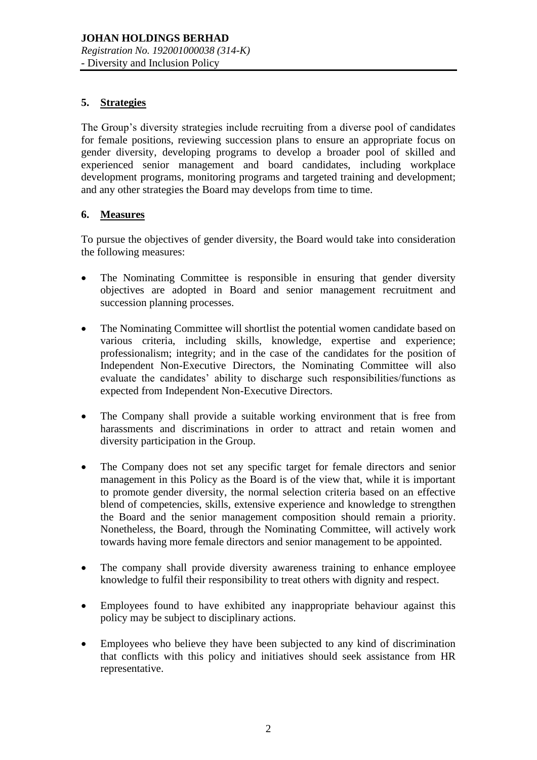## 5. Strategies

The Group's diversity strategies include recruiting from a diverse pool of candidates for female positions, reviewing succession plans to ensure an appropriate focus on gender diversity, developing programs to develop a broader pool of skilled and experienced senior management and board candidates, including workplace development programs, monitoring programs and targeted training and development; and any other strategies the Board may develops from time to time.

## 6. Measures

To pursue the objectives of gender diversity, the Board would take into consideration the following measures:

- The Nominating Committee is responsible in ensuring that gender diversity objectives are adopted in Board and senior management recruitment and succession planning processes.
- The Nominating Committee will shortlist the potential women candidate based on various criteria, including skills, knowledge, expertise and experience; professionalism; integrity; and in the case of the candidates for the position of Independent Non-Executive Directors, the Nominating Committee will also evaluate the candidates' ability to discharge such responsibilities/functions as expected from Independent Non-Executive Directors.
- The Company shall provide a suitable working environment that is free from harassments and discriminations in order to attract and retain women and diversity participation in the Group.
- The Company does not set any specific target for female directors and senior management in this Policy as the Board is of the view that, while it is important to promote gender diversity, the normal selection criteria based on an effective blend of competencies, skills, extensive experience and knowledge to strengthen the Board and the senior management composition should remain a priority. Nonetheless, the Board, through the Nominating Committee, will actively work towards having more female directors and senior management to be appointed.
- The company shall provide diversity awareness training to enhance employee knowledge to fulfil their responsibility to treat others with dignity and respect.
- Employees found to have exhibited any inappropriate behaviour against this policy may be subject to disciplinary actions.
- Employees who believe they have been subjected to any kind of discrimination that conflicts with this policy and initiatives should seek assistance from HR representative.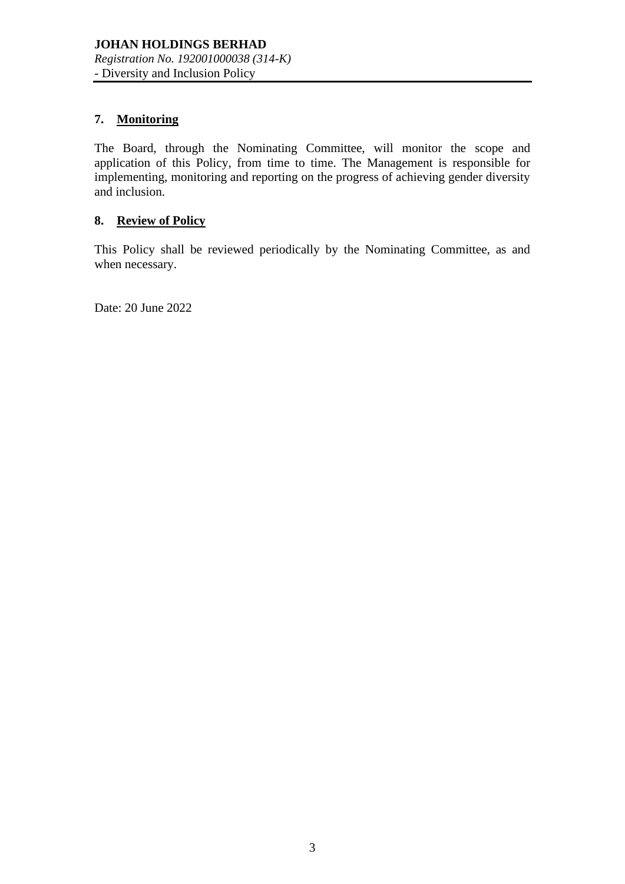## 7. Monitoring

The Board, through the Nominating Committee, will monitor the scope and application of this Policy, from time to time. The Management is responsible for implementing, monitoring and reporting on the progress of achieving gender diversity and inclusion.

## 8. Review of Policy

This Policy shall be reviewed periodically by the Nominating Committee, as and when necessary.

Date: 20 June 2022